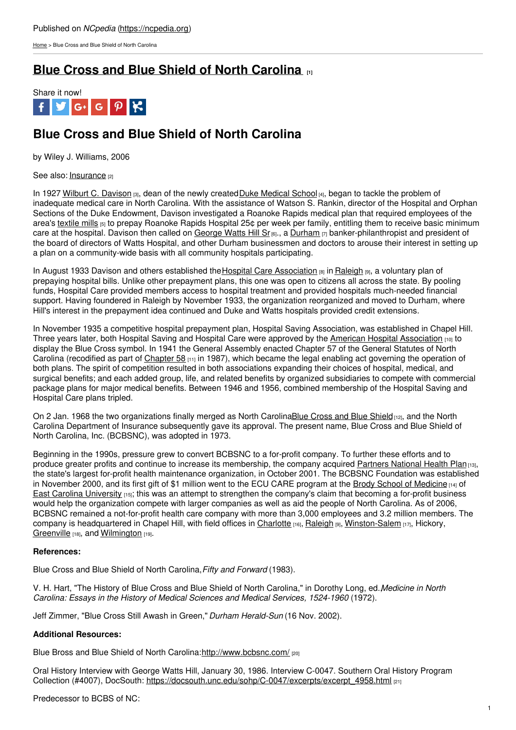Published on *NCpedia* (https://ncpedia.org)

Home > Blue Cross and Blue Shield of North Carolina

# Blue Cross and Blue Shield of North Carolina [1]

Share it now!

## Blue Cross and Blue Shield of North Carolina

by Wiley J. Williams, 2006

See also: Insurance [2]

In 1927 Wilburt C. Davison [3], dean of the newly created Duke Medical School [4], began to tackle the problem of inadequate medical care in North Carolina. With the assistance of Watson S. Rankin, director of the Hospital and Orphan Sections of the Duke Endowment, Davison investigated a Roanoke Rapids medical plan that required employees of the area's textile mills [5] to prepay Roanoke Rapids Hospital 25¢ per week per family, entitling them to receive basic minimum care at the hospital. Davison then called on George Watts Hill Sr [6]., a Durham [7] banker-philanthropist and president of the board of directors of Watts Hospital, and other Durham businessmen and doctors to arouse their interest in setting up a plan on a community-wide basis with all community hospitals participating.

In August 1933 Davison and others established the Hospital Care Association [8] in Raleigh [9], a voluntary plan of prepaying hospital bills. Unlike other prepayment plans, this one was open to citizens all across the state. By pooling funds, Hospital Care provided members access to hospital treatment and provided hospitals much-needed financial support. Having foundered in Raleigh by November 1933, the organization reorganized and moved to Durham, where Hill's interest in the prepayment idea continued and Duke and Watts hospitals provided credit extensions.

In November 1935 a competitive hospital prepayment plan, Hospital Saving Association, was established in Chapel Hill. Three years later, both Hospital Saving and Hospital Care were approved by the American Hospital Association [10] to display the Blue Cross symbol. In 1941 the General Assembly enacted Chapter 57 of the General Statutes of North Carolina (recodified as part of Chapter 58 [11] in 1987), which became the legal enabling act governing the operation of both plans. The spirit of competition resulted in both associations expanding their choices of hospital, medical, and surgical benefits; and each added group, life, and related benefits by organized subsidiaries to compete with commercial package plans for major medical benefits. Between 1946 and 1956, combined membership of the Hospital Saving and Hospital Care plans tripled.

On 2 Jan. 1968 the two organizations finally merged as North Carolina Blue Cross and Blue Shield [12], and the North Carolina Department of Insurance subsequently gave its approval. The present name, Blue Cross and Blue Shield of North Carolina, Inc. (BCBSNC), was adopted in 1973.

Beginning in the 1990s, pressure grew to convert BCBSNC to a for-profit company. To further these efforts and to produce greater profits and continue to increase its membership, the company acquired Partners National Health Plan [13], the state's largest for-profit health maintenance organization, in October 2001. The BCBSNC Foundation was established in November 2000, and its first gift of $1 million went to the ECU CARE program at the Brody School of Medicine [14] of East Carolina University [15]; this was an attempt to strengthen the company's claim that becoming a for-profit business would help the organization compete with larger companies as well as aid the people of North Carolina. As of 2006, BCBSNC remained a not-for-profit health care company with more than 3,000 employees and 3.2 million members. The company is headquartered in Chapel Hill, with field offices in Charlotte [16], Raleigh [9], Winston-Salem [17], Hickory, Greenville [18], and Wilmington [19].

**References:**

Blue Cross and Blue Shield of North Carolina, *Fifty and Forward* (1983).

V. H. Hart, "The History of Blue Cross and Blue Shield of North Carolina," in Dorothy Long, ed. *Medicine in North Carolina: Essays in the History of Medical Sciences and Medical Services, 1524-1960* (1972).

Jeff Zimmer, "Blue Cross Still Awash in Green," *Durham Herald-Sun* (16 Nov. 2002).

**Additional Resources:**

Blue Bross and Blue Shield of North Carolina: http://www.bcbsnc.com/ [20]

Oral History Interview with George Watts Hill, January 30, 1986. Interview C-0047. Southern Oral History Program Collection (#4007), DocSouth: https://docsouth.unc.edu/sohp/C-0047/excerpts/excerpt_4958.html [21]

Predecessor to BCBS of NC: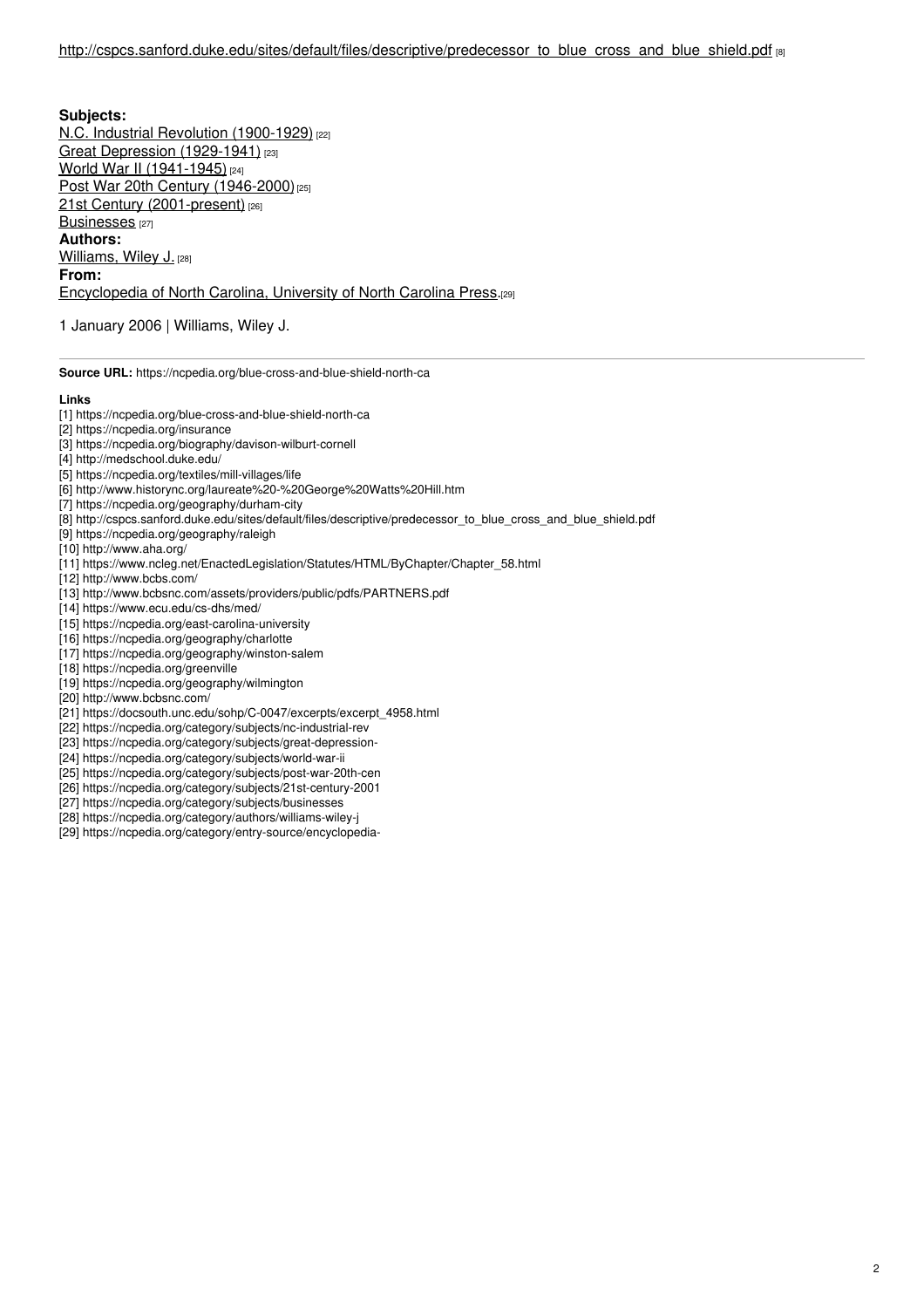http://cspcs.sanford.duke.edu/sites/default/files/descriptive/predecessor_to_blue_cross_and_blue_shield.pdf [8]

**Subjects:**
N.C. Industrial Revolution (1900-1929) [22]
Great Depression (1929-1941) [23]
World War II (1941-1945) [24]
Post War 20th Century (1946-2000) [25]
21st Century (2001-present) [26]
Businesses [27]
**Authors:**
Williams, Wiley J. [28]
**From:**
Encyclopedia of North Carolina, University of North Carolina Press.[29]

1 January 2006 | Williams, Wiley J.

---

**Source URL:** https://ncpedia.org/blue-cross-and-blue-shield-north-ca

**Links**
[1] https://ncpedia.org/blue-cross-and-blue-shield-north-ca
[2] https://ncpedia.org/insurance
[3] https://ncpedia.org/biography/davison-wilburt-cornell
[4] http://medschool.duke.edu/
[5] https://ncpedia.org/textiles/mill-villages/life
[6] http://www.historync.org/laureate%20-%20George%20Watts%20Hill.htm
[7] https://ncpedia.org/geography/durham-city
[8] http://cspcs.sanford.duke.edu/sites/default/files/descriptive/predecessor_to_blue_cross_and_blue_shield.pdf
[9] https://ncpedia.org/geography/raleigh
[10] http://www.aha.org/
[11] https://www.ncleg.net/EnactedLegislation/Statutes/HTML/ByChapter/Chapter_58.html
[12] http://www.bcbs.com/
[13] http://www.bcbsnc.com/assets/providers/public/pdfs/PARTNERS.pdf
[14] https://www.ecu.edu/cs-dhs/med/
[15] https://ncpedia.org/east-carolina-university
[16] https://ncpedia.org/geography/charlotte
[17] https://ncpedia.org/geography/winston-salem
[18] https://ncpedia.org/greenville
[19] https://ncpedia.org/geography/wilmington
[20] http://www.bcbsnc.com/
[21] https://docsouth.unc.edu/sohp/C-0047/excerpts/excerpt_4958.html
[22] https://ncpedia.org/category/subjects/nc-industrial-rev
[23] https://ncpedia.org/category/subjects/great-depression-
[24] https://ncpedia.org/category/subjects/world-war-ii
[25] https://ncpedia.org/category/subjects/post-war-20th-cen
[26] https://ncpedia.org/category/subjects/21st-century-2001
[27] https://ncpedia.org/category/subjects/businesses
[28] https://ncpedia.org/category/authors/williams-wiley-j
[29] https://ncpedia.org/category/entry-source/encyclopedia-